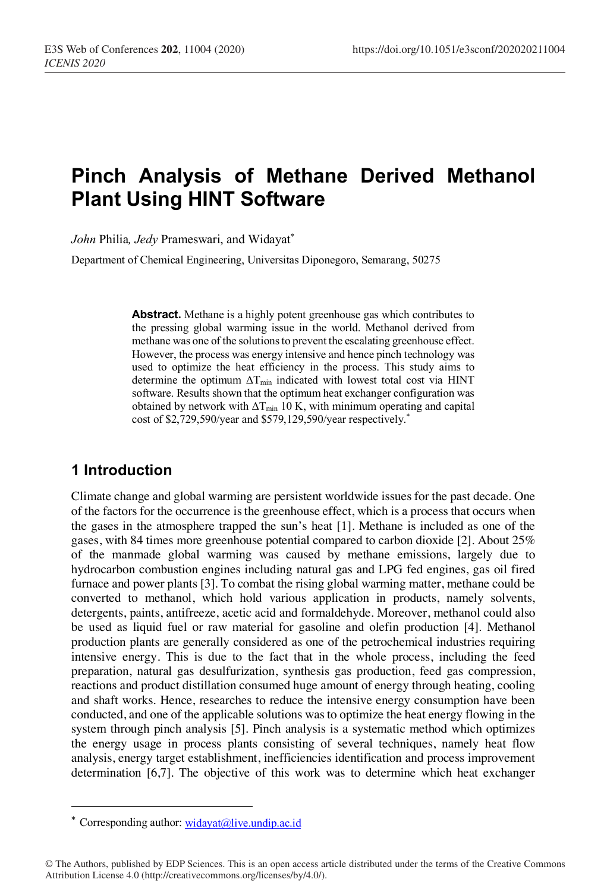# Pinch Analysis of Methane Derived Methanol Plant Using HINT Software

*John* Philia*, Jedy* Prameswari, and Widayat*

Department of Chemical Engineering, Universitas Diponegoro, Semarang, 50275

**Abstract.** Methane is a highly potent greenhouse gas which contributes to the pressing global warming issue in the world. Methanol derived from methane was one of the solutions to prevent the escalating greenhouse effect. However, the process was energy intensive and hence pinch technology was used to optimize the heat efficiency in the process. This study aims to determine the optimum $\Delta T_{min}$ indicated with lowest total cost via HINT software. Results shown that the optimum heat exchanger configuration was obtained by network with $\Delta T_{min}$ 10 K, with minimum operating and capital cost of $2,729,590/year and $579,129,590/year respectively.*

## 1 Introduction

Climate change and global warming are persistent worldwide issues for the past decade. One of the factors for the occurrence is the greenhouse effect, which is a process that occurs when the gases in the atmosphere trapped the sun's heat [1]. Methane is included as one of the gases, with 84 times more greenhouse potential compared to carbon dioxide [2]. About 25% of the manmade global warming was caused by methane emissions, largely due to hydrocarbon combustion engines including natural gas and LPG fed engines, gas oil fired furnace and power plants [3]. To combat the rising global warming matter, methane could be converted to methanol, which hold various application in products, namely solvents, detergents, paints, antifreeze, acetic acid and formaldehyde. Moreover, methanol could also be used as liquid fuel or raw material for gasoline and olefin production [4]. Methanol production plants are generally considered as one of the petrochemical industries requiring intensive energy. This is due to the fact that in the whole process, including the feed preparation, natural gas desulfurization, synthesis gas production, feed gas compression, reactions and product distillation consumed huge amount of energy through heating, cooling and shaft works. Hence, researches to reduce the intensive energy consumption have been conducted, and one of the applicable solutions was to optimize the heat energy flowing in the system through pinch analysis [5]. Pinch analysis is a systematic method which optimizes the energy usage in process plants consisting of several techniques, namely heat flow analysis, energy target establishment, inefficiencies identification and process improvement determination [6,7]. The objective of this work was to determine which heat exchanger

* Corresponding author: widayat@live.undip.ac.id

© The Authors, published by EDP Sciences. This is an open access article distributed under the terms of the Creative Commons Attribution License 4.0 (http://creativecommons.org/licenses/by/4.0/).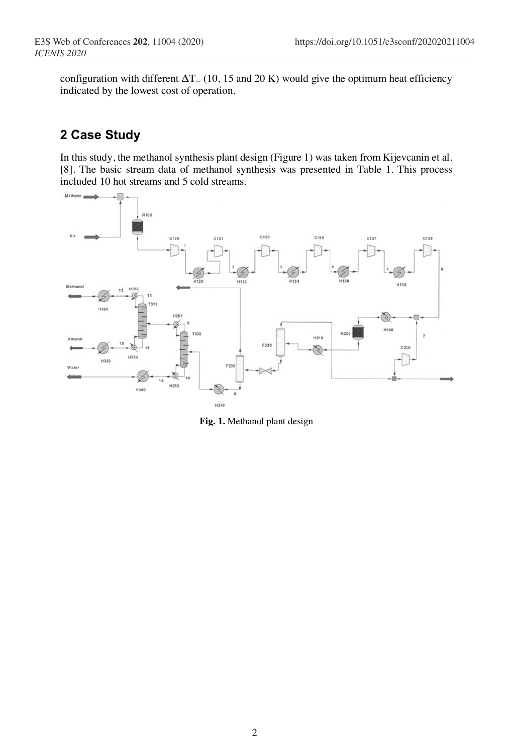configuration with different $\Delta T_{min}$ (10, 15 and 20 K) would give the optimum heat efficiency indicated by the lowest cost of operation.

## 2 Case Study

In this study, the methanol synthesis plant design (Figure 1) was taken from Kijevcanin et al. [8]. The basic stream data of methanol synthesis was presented in Table 1. This process included 10 hot streams and 5 cold streams.

**Fig. 1.** Methanol plant design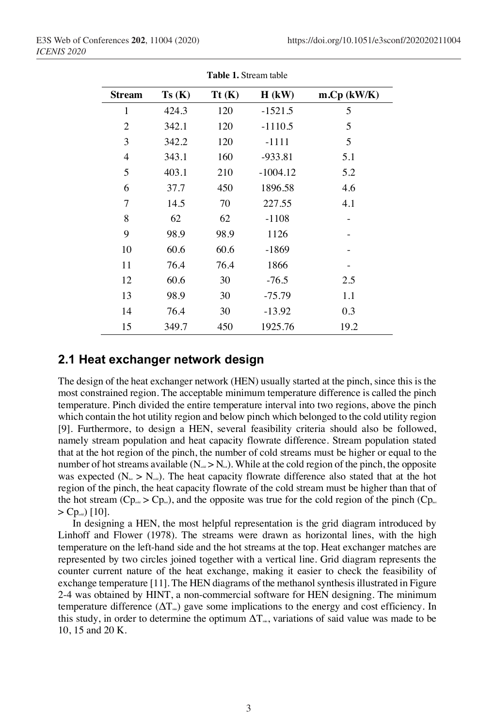**Table 1.** Stream table

| Stream | Ts (K) | Tt (K) | H (kW) | m.Cp (kW/K) |
|---|---|---|---|---|
| 1 | 424.3 | 120 | -1521.5 | 5 |
| 2 | 342.1 | 120 | -1110.5 | 5 |
| 3 | 342.2 | 120 | -1111 | 5 |
| 4 | 343.1 | 160 | -933.81 | 5.1 |
| 5 | 403.1 | 210 | -1004.12 | 5.2 |
| 6 | 37.7 | 450 | 1896.58 | 4.6 |
| 7 | 14.5 | 70 | 227.55 | 4.1 |
| 8 | 62 | 62 | -1108 | - |
| 9 | 98.9 | 98.9 | 1126 | - |
| 10 | 60.6 | 60.6 | -1869 | - |
| 11 | 76.4 | 76.4 | 1866 | - |
| 12 | 60.6 | 30 | -76.5 | 2.5 |
| 13 | 98.9 | 30 | -75.79 | 1.1 |
| 14 | 76.4 | 30 | -13.92 | 0.3 |
| 15 | 349.7 | 450 | 1925.76 | 19.2 |

## 2.1 Heat exchanger network design

The design of the heat exchanger network (HEN) usually started at the pinch, since this is the most constrained region. The acceptable minimum temperature difference is called the pinch temperature. Pinch divided the entire temperature interval into two regions, above the pinch which contain the hot utility region and below pinch which belonged to the cold utility region [9]. Furthermore, to design a HEN, several feasibility criteria should also be followed, namely stream population and heat capacity flowrate difference. Stream population stated that at the hot region of the pinch, the number of cold streams must be higher or equal to the number of hot streams available ($N_{cold} > N_{hot}$). While at the cold region of the pinch, the opposite was expected ($N_{hot} > N_{cold}$). The heat capacity flowrate difference also stated that at the hot region of the pinch, the heat capacity flowrate of the cold stream must be higher than that of the hot stream ($Cp_{cold} > Cp_{hot}$), and the opposite was true for the cold region of the pinch ($Cp_{hot} > Cp_{cold}$) [10].

In designing a HEN, the most helpful representation is the grid diagram introduced by Linhoff and Flower (1978). The streams were drawn as horizontal lines, with the high temperature on the left-hand side and the hot streams at the top. Heat exchanger matches are represented by two circles joined together with a vertical line. Grid diagram represents the counter current nature of the heat exchange, making it easier to check the feasibility of exchange temperature [11]. The HEN diagrams of the methanol synthesis illustrated in Figure 2-4 was obtained by HINT, a non-commercial software for HEN designing. The minimum temperature difference ($\Delta T_{min}$) gave some implications to the energy and cost efficiency. In this study, in order to determine the optimum $\Delta T_{min}$, variations of said value was made to be 10, 15 and 20 K.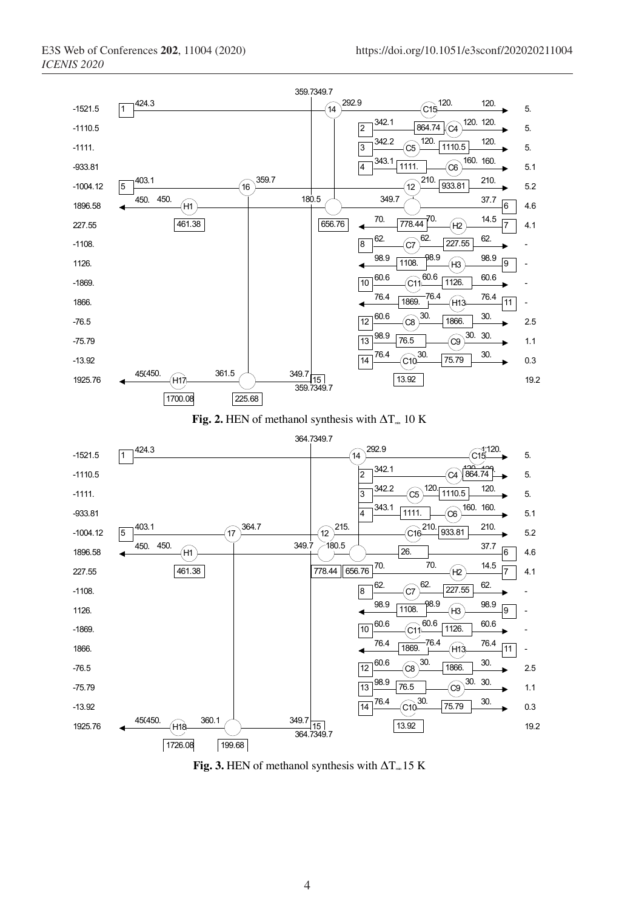**Fig. 2.** HEN of methanol synthesis with $\Delta T_{min}$ 10 K

**Fig. 3.** HEN of methanol synthesis with $\Delta T_{min}$ 15 K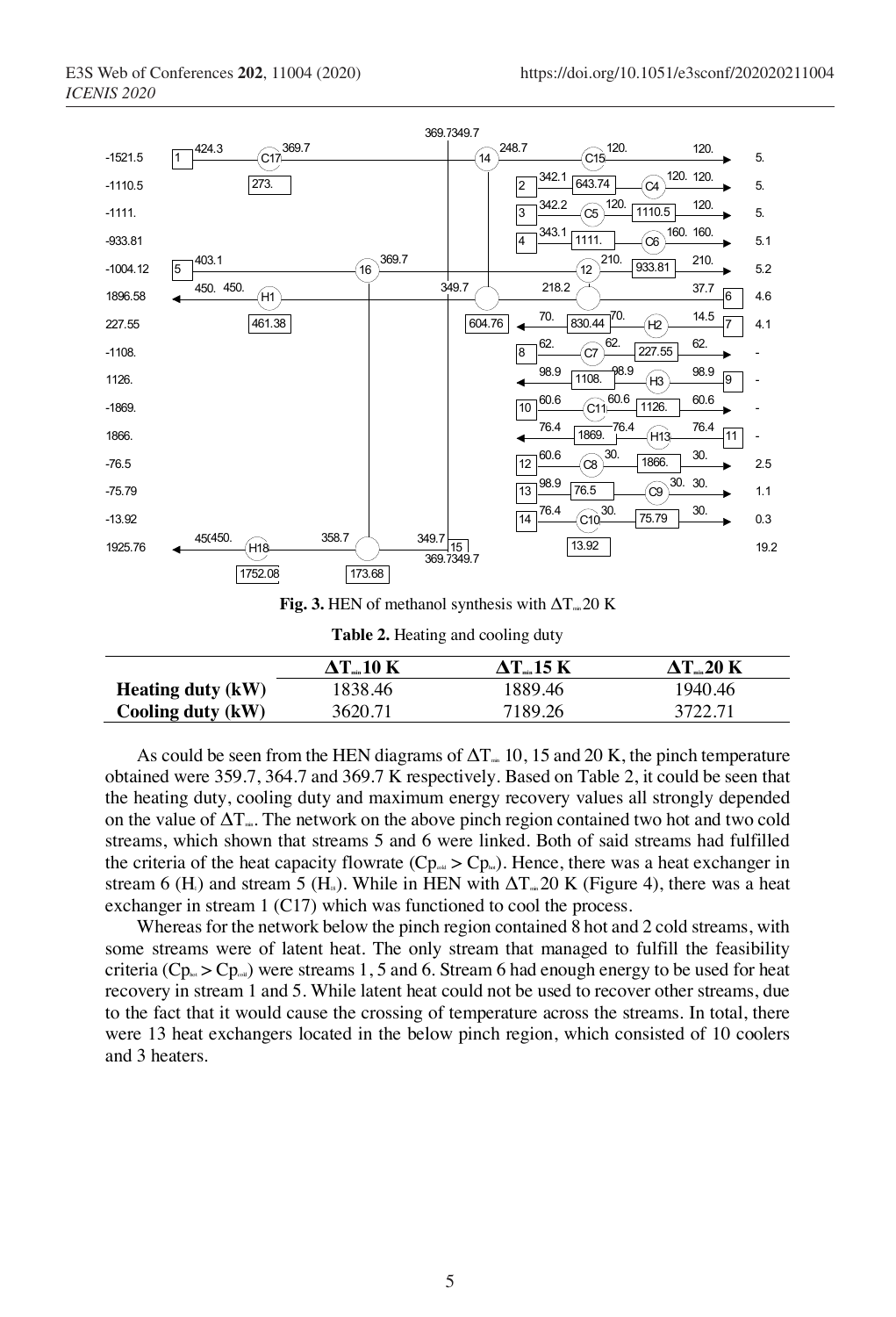**Fig. 3.** HEN of methanol synthesis with $\Delta T_{min}$ 20 K

**Table 2.** Heating and cooling duty

| | $\Delta T_{min}$ 10 K | $\Delta T_{min}$ 15 K | $\Delta T_{min}$ 20 K |
|---|---|---|---|
| **Heating duty (kW)** | 1838.46 | 1889.46 | 1940.46 |
| **Cooling duty (kW)** | 3620.71 | 7189.26 | 3722.71 |

As could be seen from the HEN diagrams of $\Delta T_{min}$ 10, 15 and 20 K, the pinch temperature obtained were 359.7, 364.7 and 369.7 K respectively. Based on Table 2, it could be seen that the heating duty, cooling duty and maximum energy recovery values all strongly depended on the value of $\Delta T_{min}$. The network on the above pinch region contained two hot and two cold streams, which shown that streams 5 and 6 were linked. Both of said streams had fulfilled the criteria of the heat capacity flowrate ($Cp_{cold} > Cp_{hot}$). Hence, there was a heat exchanger in stream 6 ($H_1$) and stream 5 ($H_{18}$). While in HEN with $\Delta T_{min}$ 20 K (Figure 4), there was a heat exchanger in stream 1 (C17) which was functioned to cool the process.

Whereas for the network below the pinch region contained 8 hot and 2 cold streams, with some streams were of latent heat. The only stream that managed to fulfill the feasibility criteria ($Cp_{hot} > Cp_{cold}$) were streams 1, 5 and 6. Stream 6 had enough energy to be used for heat recovery in stream 1 and 5. While latent heat could not be used to recover other streams, due to the fact that it would cause the crossing of temperature across the streams. In total, there were 13 heat exchangers located in the below pinch region, which consisted of 10 coolers and 3 heaters.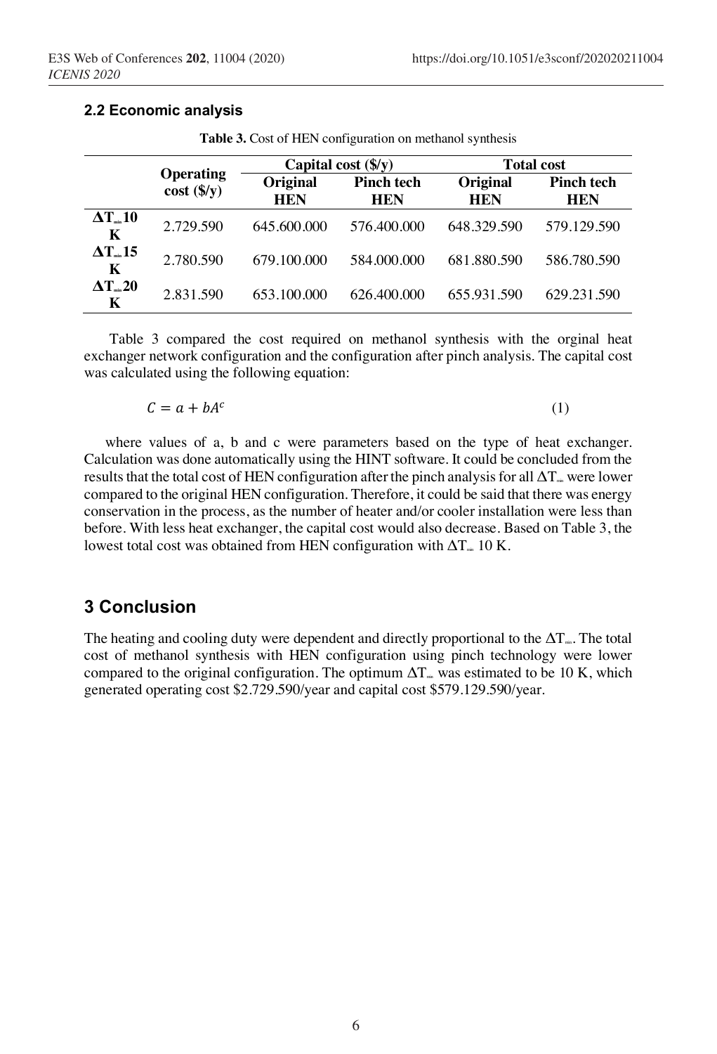### 2.2 Economic analysis

**Table 3.** Cost of HEN configuration on methanol synthesis

| | Operating cost (\$/y) | Capital cost (\$/y) | | Total cost | |
|---|---|---|---|---|---|
| | | Original HEN | Pinch tech HEN | Original HEN | Pinch tech HEN |
| $\Delta T_{min}$ 10 K | 2.729.590 | 645.600.000 | 576.400.000 | 648.329.590 | 579.129.590 |
| $\Delta T_{min}$ 15 K | 2.780.590 | 679.100.000 | 584.000.000 | 681.880.590 | 586.780.590 |
| $\Delta T_{min}$ 20 K | 2.831.590 | 653.100.000 | 626.400.000 | 655.931.590 | 629.231.590 |

Table 3 compared the cost required on methanol synthesis with the orginal heat exchanger network configuration and the configuration after pinch analysis. The capital cost was calculated using the following equation:

$$C = a + bA^c \tag{1}$$

where values of a, b and c were parameters based on the type of heat exchanger. Calculation was done automatically using the HINT software. It could be concluded from the results that the total cost of HEN configuration after the pinch analysis for all $\Delta T_{min}$ were lower compared to the original HEN configuration. Therefore, it could be said that there was energy conservation in the process, as the number of heater and/or cooler installation were less than before. With less heat exchanger, the capital cost would also decrease. Based on Table 3, the lowest total cost was obtained from HEN configuration with $\Delta T_{min}$ 10 K.

## 3 Conclusion

The heating and cooling duty were dependent and directly proportional to the $\Delta T_{min}$. The total cost of methanol synthesis with HEN configuration using pinch technology were lower compared to the original configuration. The optimum $\Delta T_{min}$ was estimated to be 10 K, which generated operating cost \$2.729.590/year and capital cost \$579.129.590/year.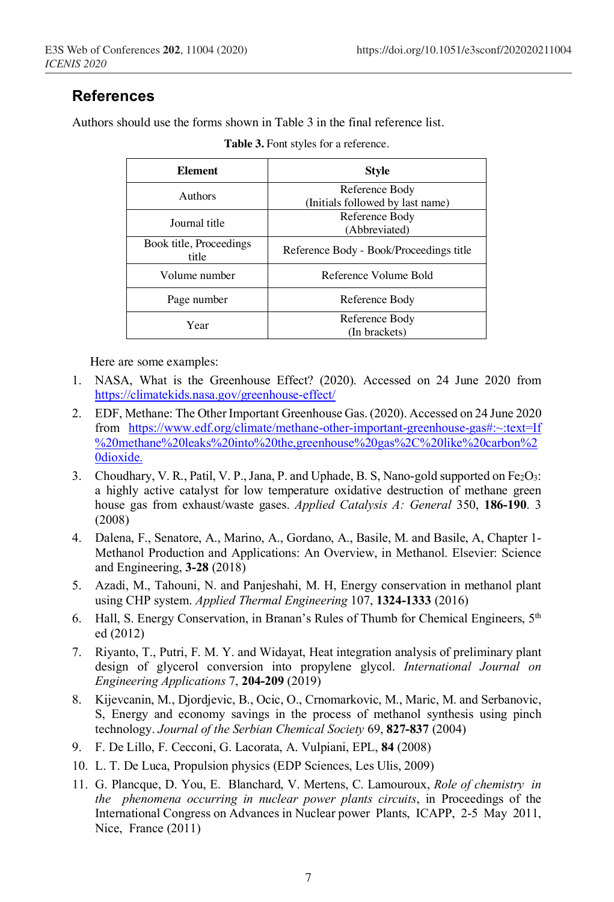## References

Authors should use the forms shown in Table 3 in the final reference list.

**Table 3.** Font styles for a reference.

| Element | Style |
|---|---|
| Authors | Reference Body (Initials followed by last name) |
| Journal title | Reference Body (Abbreviated) |
| Book title, Proceedings title | Reference Body - Book/Proceedings title |
| Volume number | Reference Volume Bold |
| Page number | Reference Body |
| Year | Reference Body (In brackets) |

Here are some examples:

1. NASA, What is the Greenhouse Effect? (2020). Accessed on 24 June 2020 from https://climatekids.nasa.gov/greenhouse-effect/
2. EDF, Methane: The Other Important Greenhouse Gas. (2020). Accessed on 24 June 2020 from https://www.edf.org/climate/methane-other-important-greenhouse-gas#:~:text=If%20methane%20leaks%20into%20the,greenhouse%20gas%2C%20like%20carbon%20dioxide.
3. Choudhary, V. R., Patil, V. P., Jana, P. and Uphade, B. S, Nano-gold supported on $Fe_2O_3$: a highly active catalyst for low temperature oxidative destruction of methane green house gas from exhaust/waste gases. *Applied Catalysis A: General* 350, **186-190**. 3 (2008)
4. Dalena, F., Senatore, A., Marino, A., Gordano, A., Basile, M. and Basile, A, Chapter 1-Methanol Production and Applications: An Overview, in Methanol. Elsevier: Science and Engineering, **3-28** (2018)
5. Azadi, M., Tahouni, N. and Panjeshahi, M. H, Energy conservation in methanol plant using CHP system. *Applied Thermal Engineering* 107, **1324-1333** (2016)
6. Hall, S. Energy Conservation, in Branan's Rules of Thumb for Chemical Engineers, 5th ed (2012)
7. Riyanto, T., Putri, F. M. Y. and Widayat, Heat integration analysis of preliminary plant design of glycerol conversion into propylene glycol. *International Journal on Engineering Applications* 7, **204-209** (2019)
8. Kijevcanin, M., Djordjevic, B., Ocic, O., Crnomarkovic, M., Maric, M. and Serbanovic, S, Energy and economy savings in the process of methanol synthesis using pinch technology. *Journal of the Serbian Chemical Society* 69, **827-837** (2004)
9. F. De Lillo, F. Cecconi, G. Lacorata, A. Vulpiani, EPL, **84** (2008)
10. L. T. De Luca, Propulsion physics (EDP Sciences, Les Ulis, 2009)
11. G. Plancque, D. You, E. Blanchard, V. Mertens, C. Lamouroux, *Role of chemistry in the phenomena occurring in nuclear power plants circuits*, in Proceedings of the International Congress on Advances in Nuclear power Plants, ICAPP, 2-5 May 2011, Nice, France (2011)